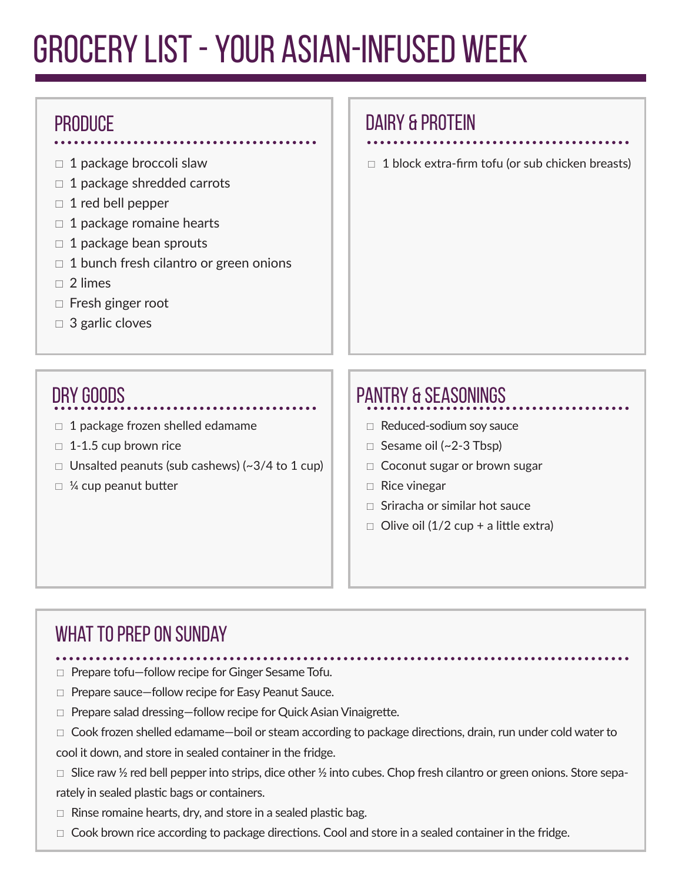# GROCERY LIST - YOUR ASIAN-INFUSED WEEK

## PRODUCE

- ☐ 1 package broccoli slaw
- ☐ 1 package shredded carrots
- ☐ 1 red bell pepper
- ☐ 1 package romaine hearts
- ☐ 1 package bean sprouts
- ☐ 1 bunch fresh cilantro or green onions
- ☐ 2 limes
- ☐ Fresh ginger root
- ☐ 3 garlic cloves

## DAIRY & PROTEIN

- ☐ 1 block extra-firm tofu (or sub chicken breasts)

## DRY GOODS

- ☐ 1 package frozen shelled edamame
- ☐ 1-1.5 cup brown rice
- ☐ Unsalted peanuts (sub cashews) (~3/4 to 1 cup)
- ☐ ¼ cup peanut butter

## PANTRY & SEASONINGS

- ☐ Reduced-sodium soy sauce
- ☐ Sesame oil (~2-3 Tbsp)
- ☐ Coconut sugar or brown sugar
- ☐ Rice vinegar
- ☐ Sriracha or similar hot sauce
- ☐ Olive oil (1/2 cup + a little extra)

## WHAT TO PREP ON SUNDAY

- ☐ Prepare tofu—follow recipe for Ginger Sesame Tofu.
- ☐ Prepare sauce—follow recipe for Easy Peanut Sauce.
- ☐ Prepare salad dressing—follow recipe for Quick Asian Vinaigrette.
- ☐ Cook frozen shelled edamame—boil or steam according to package directions, drain, run under cold water to cool it down, and store in sealed container in the fridge.
- ☐ Slice raw ½ red bell pepper into strips, dice other ½ into cubes. Chop fresh cilantro or green onions. Store separately in sealed plastic bags or containers.
- ☐ Rinse romaine hearts, dry, and store in a sealed plastic bag.
- ☐ Cook brown rice according to package directions. Cool and store in a sealed container in the fridge.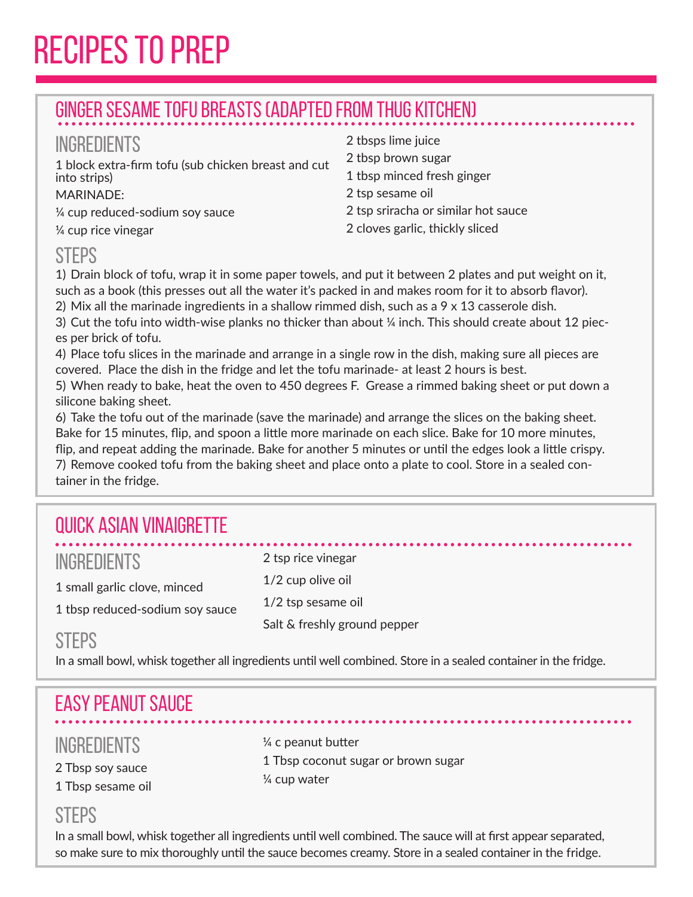# RECIPES TO PREP

## GINGER SESAME TOFU BREASTS (ADAPTED FROM THUG KITCHEN)

### INGREDIENTS

1 block extra-firm tofu (sub chicken breast and cut into strips)

MARINADE:

¼ cup reduced-sodium soy sauce

¼ cup rice vinegar

2 tbsps lime juice

2 tbsp brown sugar

1 tbsp minced fresh ginger

2 tsp sesame oil

2 tsp sriracha or similar hot sauce

2 cloves garlic, thickly sliced

### STEPS

1) Drain block of tofu, wrap it in some paper towels, and put it between 2 plates and put weight on it, such as a book (this presses out all the water it's packed in and makes room for it to absorb flavor).
2) Mix all the marinade ingredients in a shallow rimmed dish, such as a 9 x 13 casserole dish.
3) Cut the tofu into width-wise planks no thicker than about ¼ inch. This should create about 12 pieces per brick of tofu.
4) Place tofu slices in the marinade and arrange in a single row in the dish, making sure all pieces are covered. Place the dish in the fridge and let the tofu marinade- at least 2 hours is best.
5) When ready to bake, heat the oven to 450 degrees F. Grease a rimmed baking sheet or put down a silicone baking sheet.
6) Take the tofu out of the marinade (save the marinade) and arrange the slices on the baking sheet. Bake for 15 minutes, flip, and spoon a little more marinade on each slice. Bake for 10 more minutes, flip, and repeat adding the marinade. Bake for another 5 minutes or until the edges look a little crispy.
7) Remove cooked tofu from the baking sheet and place onto a plate to cool. Store in a sealed container in the fridge.

## QUICK ASIAN VINAIGRETTE

### INGREDIENTS

1 small garlic clove, minced

1 tbsp reduced-sodium soy sauce

2 tsp rice vinegar

1/2 cup olive oil

1/2 tsp sesame oil

Salt & freshly ground pepper

### STEPS

In a small bowl, whisk together all ingredients until well combined. Store in a sealed container in the fridge.

## EASY PEANUT SAUCE

### INGREDIENTS

2 Tbsp soy sauce

1 Tbsp sesame oil

¼ c peanut butter

1 Tbsp coconut sugar or brown sugar

¼ cup water

### STEPS

In a small bowl, whisk together all ingredients until well combined. The sauce will at first appear separated, so make sure to mix thoroughly until the sauce becomes creamy. Store in a sealed container in the fridge.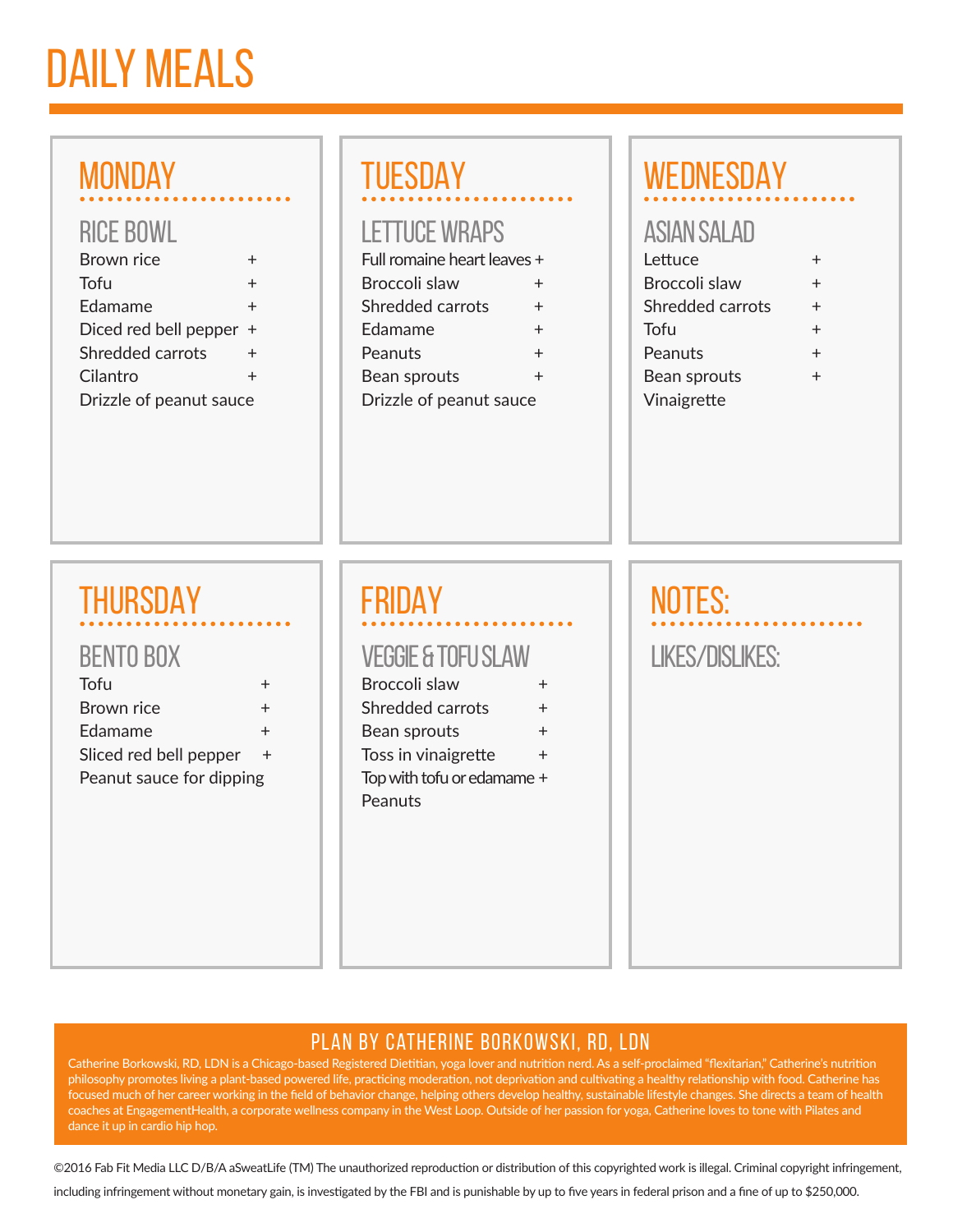# DAILY MEALS

## MONDAY

### RICE BOWL

Brown rice +
Tofu +
Edamame +
Diced red bell pepper +
Shredded carrots +
Cilantro +
Drizzle of peanut sauce

## TUESDAY

### LETTUCE WRAPS

Full romaine heart leaves +
Broccoli slaw +
Shredded carrots +
Edamame +
Peanuts +
Bean sprouts +
Drizzle of peanut sauce

## WEDNESDAY

### ASIAN SALAD

Lettuce +
Broccoli slaw +
Shredded carrots +
Tofu +
Peanuts +
Bean sprouts +
Vinaigrette

## THURSDAY

### BENTO BOX

Tofu +
Brown rice +
Edamame +
Sliced red bell pepper +
Peanut sauce for dipping

## FRIDAY

### VEGGIE & TOFU SLAW

Broccoli slaw +
Shredded carrots +
Bean sprouts +
Toss in vinaigrette +
Top with tofu or edamame +
Peanuts

## NOTES:

### LIKES/DISLIKES:

## PLAN BY CATHERINE BORKOWSKI, RD, LDN

Catherine Borkowski, RD, LDN is a Chicago-based Registered Dietitian, yoga lover and nutrition nerd. As a self-proclaimed "flexitarian," Catherine's nutrition philosophy promotes living a plant-based powered life, practicing moderation, not deprivation and cultivating a healthy relationship with food. Catherine has focused much of her career working in the field of behavior change, helping others develop healthy, sustainable lifestyle changes. She directs a team of health coaches at EngagementHealth, a corporate wellness company in the West Loop. Outside of her passion for yoga, Catherine loves to tone with Pilates and dance it up in cardio hip hop.

©2016 Fab Fit Media LLC D/B/A aSweatLife (TM) The unauthorized reproduction or distribution of this copyrighted work is illegal. Criminal copyright infringement, including infringement without monetary gain, is investigated by the FBI and is punishable by up to five years in federal prison and a fine of up to $250,000.